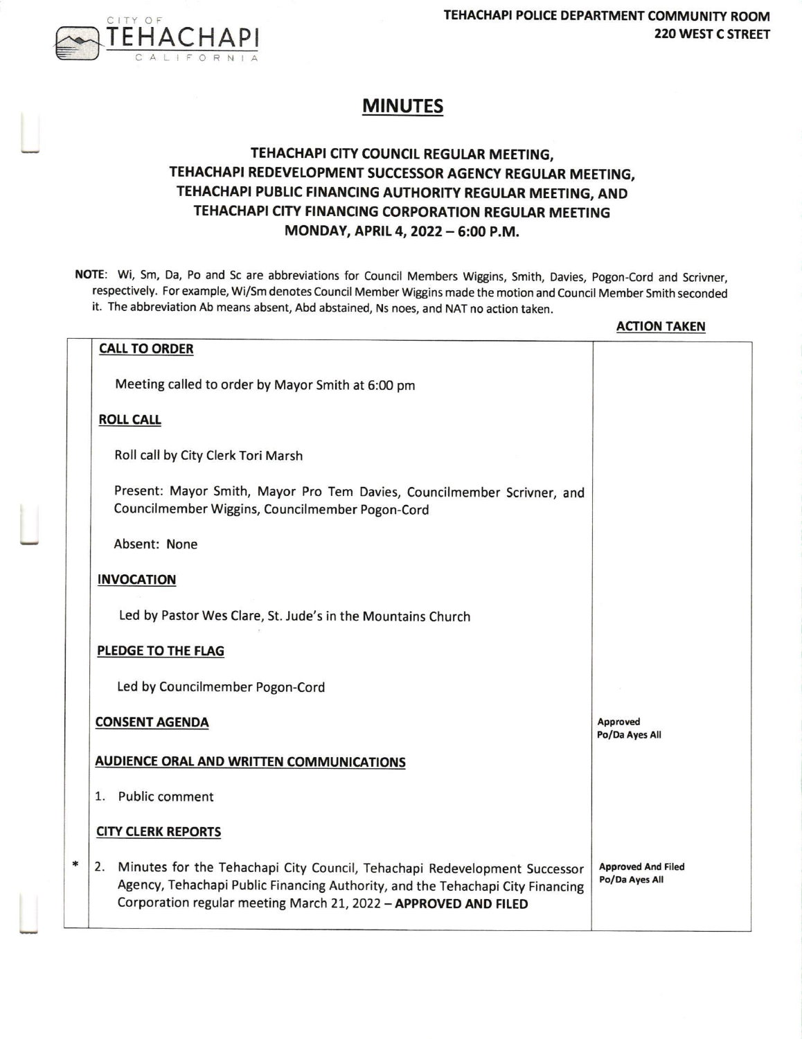CITY OF TEHACHAPI CALIFORNIA

**TEHACHAPI POLICE DEPARTMENT COMMUNITY ROOM**
**220 WEST C STREET**

# MINUTES

## TEHACHAPI CITY COUNCIL REGULAR MEETING, TEHACHAPI REDEVELOPMENT SUCCESSOR AGENCY REGULAR MEETING, TEHACHAPI PUBLIC FINANCING AUTHORITY REGULAR MEETING, AND TEHACHAPI CITY FINANCING CORPORATION REGULAR MEETING
## MONDAY, APRIL 4, 2022 – 6:00 P.M.

**NOTE**: Wi, Sm, Da, Po and Sc are abbreviations for Council Members Wiggins, Smith, Davies, Pogon-Cord and Scrivner, respectively. For example, Wi/Sm denotes Council Member Wiggins made the motion and Council Member Smith seconded it. The abbreviation Ab means absent, Abd abstained, Ns noes, and NAT no action taken.

| | | ACTION TAKEN |
|---|---|---|
| | **CALL TO ORDER**<br><br>Meeting called to order by Mayor Smith at 6:00 pm | |
| | **ROLL CALL**<br><br>Roll call by City Clerk Tori Marsh<br><br>Present: Mayor Smith, Mayor Pro Tem Davies, Councilmember Scrivner, and Councilmember Wiggins, Councilmember Pogon-Cord<br><br>Absent: None | |
| | **INVOCATION**<br><br>Led by Pastor Wes Clare, St. Jude's in the Mountains Church | |
| | **PLEDGE TO THE FLAG**<br><br>Led by Councilmember Pogon-Cord | |
| | **CONSENT AGENDA** | Approved<br>Po/Da Ayes All |
| | **AUDIENCE ORAL AND WRITTEN COMMUNICATIONS**<br><br>1. Public comment | |
| | **CITY CLERK REPORTS** | |
| * | 2. Minutes for the Tehachapi City Council, Tehachapi Redevelopment Successor Agency, Tehachapi Public Financing Authority, and the Tehachapi City Financing Corporation regular meeting March 21, 2022 – **APPROVED AND FILED** | Approved And Filed<br>Po/Da Ayes All |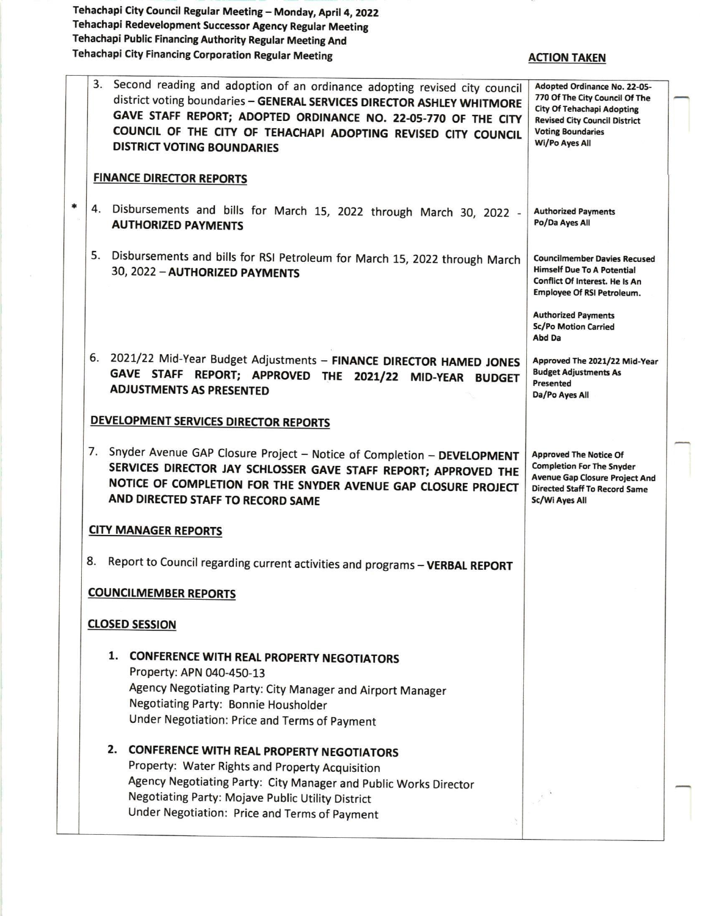Tehachapi City Council Regular Meeting – Monday, April 4, 2022
Tehachapi Redevelopment Successor Agency Regular Meeting
Tehachapi Public Financing Authority Regular Meeting And
Tehachapi City Financing Corporation Regular Meeting

| | ACTION TAKEN |
|---|---|
| 3. Second reading and adoption of an ordinance adopting revised city council district voting boundaries – **GENERAL SERVICES DIRECTOR ASHLEY WHITMORE GAVE STAFF REPORT; ADOPTED ORDINANCE NO. 22-05-770 OF THE CITY COUNCIL OF THE CITY OF TEHACHAPI ADOPTING REVISED CITY COUNCIL DISTRICT VOTING BOUNDARIES** | Adopted Ordinance No. 22-05-770 Of The City Council Of The City Of Tehachapi Adopting Revised City Council District Voting Boundaries<br>Wi/Po Ayes All |
| **FINANCE DIRECTOR REPORTS** | |
| * 4. Disbursements and bills for March 15, 2022 through March 30, 2022 - **AUTHORIZED PAYMENTS** | Authorized Payments<br>Po/Da Ayes All |
| 5. Disbursements and bills for RSI Petroleum for March 15, 2022 through March 30, 2022 – **AUTHORIZED PAYMENTS** | Councilmember Davies Recused Himself Due To A Potential Conflict Of Interest. He Is An Employee Of RSI Petroleum.<br><br>Authorized Payments<br>Sc/Po Motion Carried<br>Abd Da |
| 6. 2021/22 Mid-Year Budget Adjustments – **FINANCE DIRECTOR HAMED JONES GAVE STAFF REPORT; APPROVED THE 2021/22 MID-YEAR BUDGET ADJUSTMENTS AS PRESENTED** | Approved The 2021/22 Mid-Year Budget Adjustments As Presented<br>Da/Po Ayes All |
| **DEVELOPMENT SERVICES DIRECTOR REPORTS** | |
| 7. Snyder Avenue GAP Closure Project – Notice of Completion – **DEVELOPMENT SERVICES DIRECTOR JAY SCHLOSSER GAVE STAFF REPORT; APPROVED THE NOTICE OF COMPLETION FOR THE SNYDER AVENUE GAP CLOSURE PROJECT AND DIRECTED STAFF TO RECORD SAME** | Approved The Notice Of Completion For The Snyder Avenue Gap Closure Project And Directed Staff To Record Same<br>Sc/Wi Ayes All |
| **CITY MANAGER REPORTS** | |
| 8. Report to Council regarding current activities and programs – **VERBAL REPORT** | |
| **COUNCILMEMBER REPORTS** | |
| **CLOSED SESSION** | |
| **1. CONFERENCE WITH REAL PROPERTY NEGOTIATORS**<br>Property: APN 040-450-13<br>Agency Negotiating Party: City Manager and Airport Manager<br>Negotiating Party: Bonnie Housholder<br>Under Negotiation: Price and Terms of Payment | |
| **2. CONFERENCE WITH REAL PROPERTY NEGOTIATORS**<br>Property: Water Rights and Property Acquisition<br>Agency Negotiating Party: City Manager and Public Works Director<br>Negotiating Party: Mojave Public Utility District<br>Under Negotiation: Price and Terms of Payment | |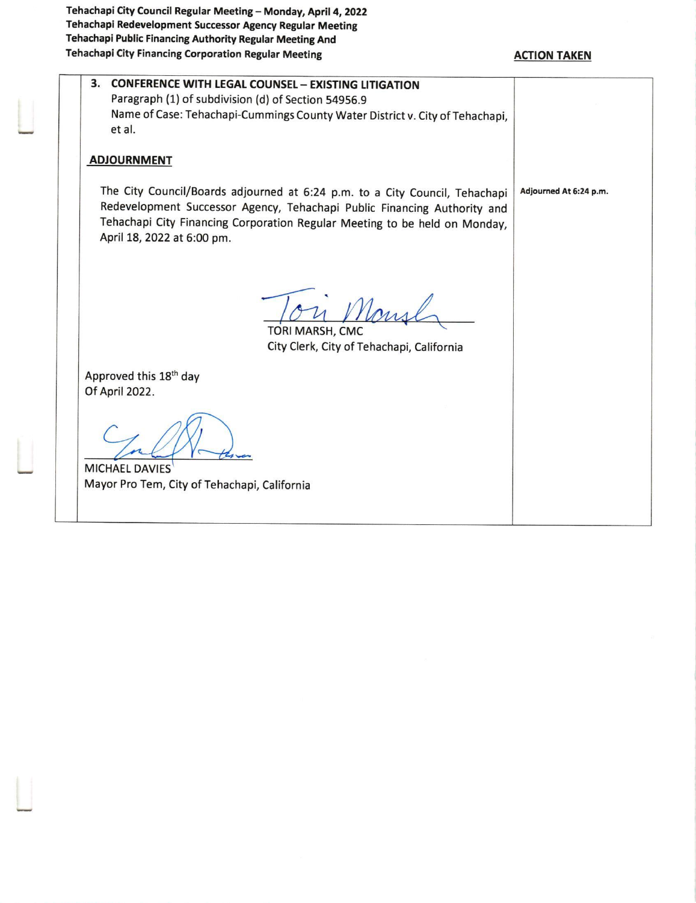| | ACTION TAKEN |
|---|---|
| **3. CONFERENCE WITH LEGAL COUNSEL – EXISTING LITIGATION**<br>Paragraph (1) of subdivision (d) of Section 54956.9<br>Name of Case: Tehachapi-Cummings County Water District v. City of Tehachapi, et al. | |
| **ADJOURNMENT**<br><br>The City Council/Boards adjourned at 6:24 p.m. to a City Council, Tehachapi Redevelopment Successor Agency, Tehachapi Public Financing Authority and Tehachapi City Financing Corporation Regular Meeting to be held on Monday, April 18, 2022 at 6:00 pm. | Adjourned At 6:24 p.m. |
| TORI MARSH, CMC<br>City Clerk, City of Tehachapi, California<br><br>Approved this 18th day<br>Of April 2022.<br><br>MICHAEL DAVIES<br>Mayor Pro Tem, City of Tehachapi, California | |